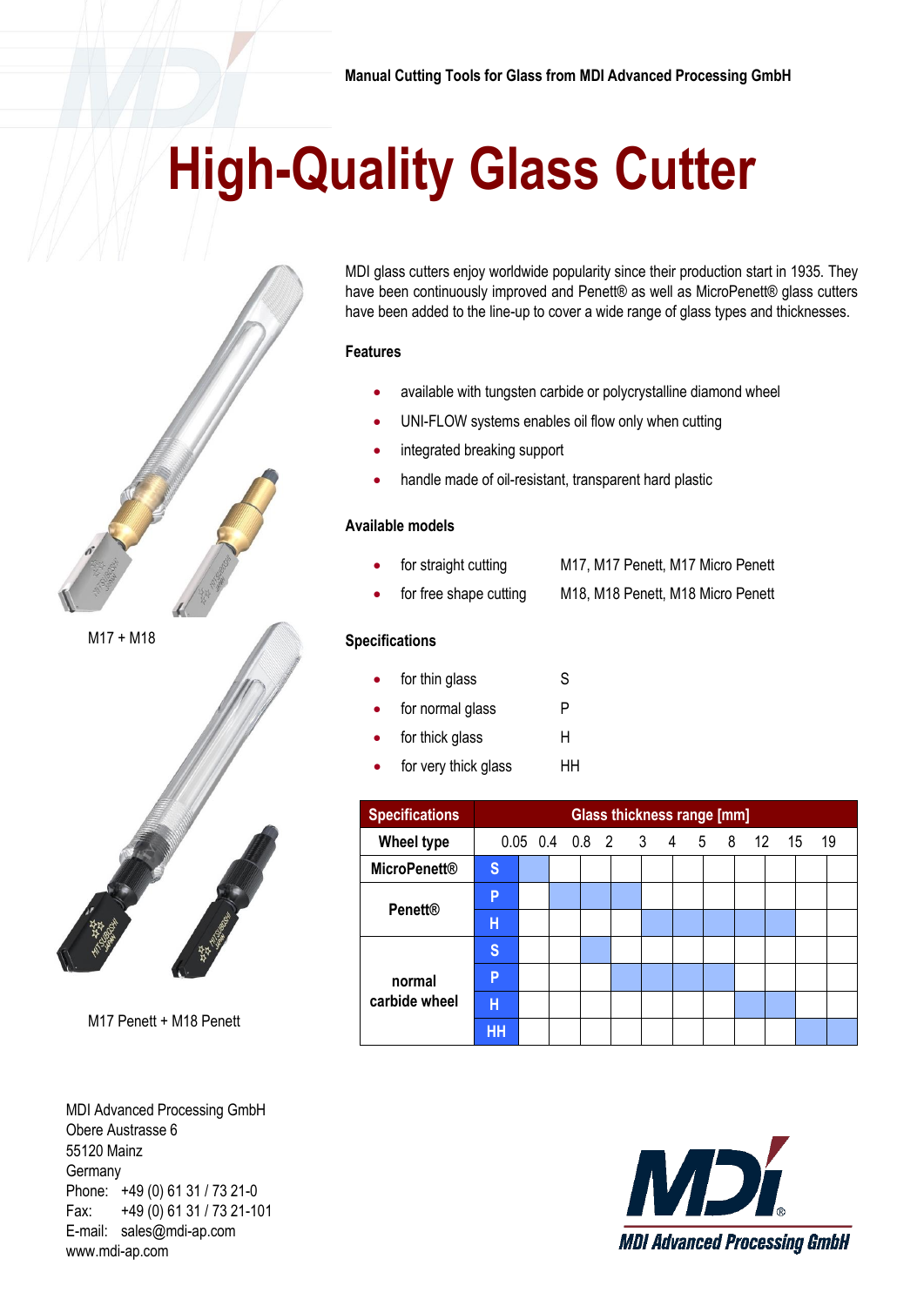Manual Cutting Tools for Glass from MDI Advanced Processing GmbH

# High-Quality Glass Cutter

M17 + M18

M17 Penett + M18 Penett

MDI glass cutters enjoy worldwide popularity since their production start in 1935. They have been continuously improved and Penett® as well as MicroPenett® glass cutters have been added to the line-up to cover a wide range of glass types and thicknesses.

### Features

- available with tungsten carbide or polycrystalline diamond wheel
- UNI-FLOW systems enables oil flow only when cutting
- integrated breaking support
- handle made of oil-resistant, transparent hard plastic

### Available models

- for straight cutting — M17, M17 Penett, M17 Micro Penett
- for free shape cutting — M18, M18 Penett, M18 Micro Penett

### Specifications

- for thin glass — S
- for normal glass — P
- for thick glass — H
- for very thick glass — HH

| Specifications | | Glass thickness range [mm] | | | | | | | | | | |
|---|---|---|---|---|---|---|---|---|---|---|---|---|
| **Wheel type** | | 0.05 | 0.4 | 0.8 | 2 | 3 | 4 | 5 | 8 | 12 | 15 | 19 |
| **MicroPenett®** | S | X | | | | | | | | | | |
| **Penett®** | P | | X | X | X | | | | | | | |
| | H | | | | | X | X | X | X | X | | |
| **normal carbide wheel** | S | | | X | | | | | | | | |
| | P | | | | X | X | X | X | | | | |
| | H | | | | | | | | X | X | | |
| | HH | | | | | | | | | | X | X |

MDI Advanced Processing GmbH
Obere Austrasse 6
55120 Mainz
Germany
Phone: +49 (0) 61 31 / 73 21-0
Fax: +49 (0) 61 31 / 73 21-101
E-mail: sales@mdi-ap.com
www.mdi-ap.com

MDI Advanced Processing GmbH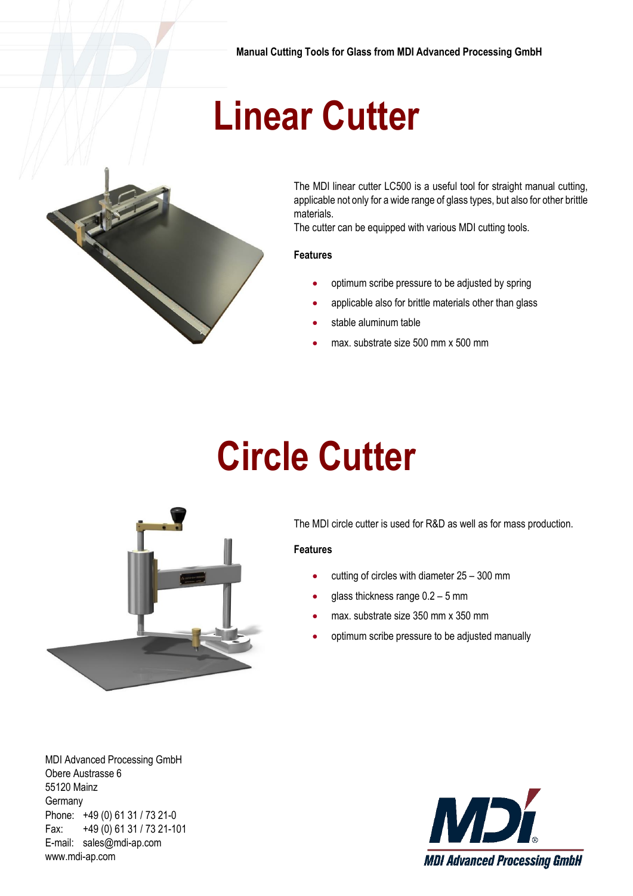Manual Cutting Tools for Glass from MDI Advanced Processing GmbH

# Linear Cutter

The MDI linear cutter LC500 is a useful tool for straight manual cutting, applicable not only for a wide range of glass types, but also for other brittle materials.
The cutter can be equipped with various MDI cutting tools.

**Features**

- optimum scribe pressure to be adjusted by spring
- applicable also for brittle materials other than glass
- stable aluminum table
- max. substrate size 500 mm x 500 mm

# Circle Cutter

The MDI circle cutter is used for R&D as well as for mass production.

**Features**

- cutting of circles with diameter 25 – 300 mm
- glass thickness range 0.2 – 5 mm
- max. substrate size 350 mm x 350 mm
- optimum scribe pressure to be adjusted manually

MDI Advanced Processing GmbH
Obere Austrasse 6
55120 Mainz
Germany
Phone: +49 (0) 61 31 / 73 21-0
Fax: +49 (0) 61 31 / 73 21-101
E-mail: sales@mdi-ap.com
www.mdi-ap.com

MDI Advanced Processing GmbH